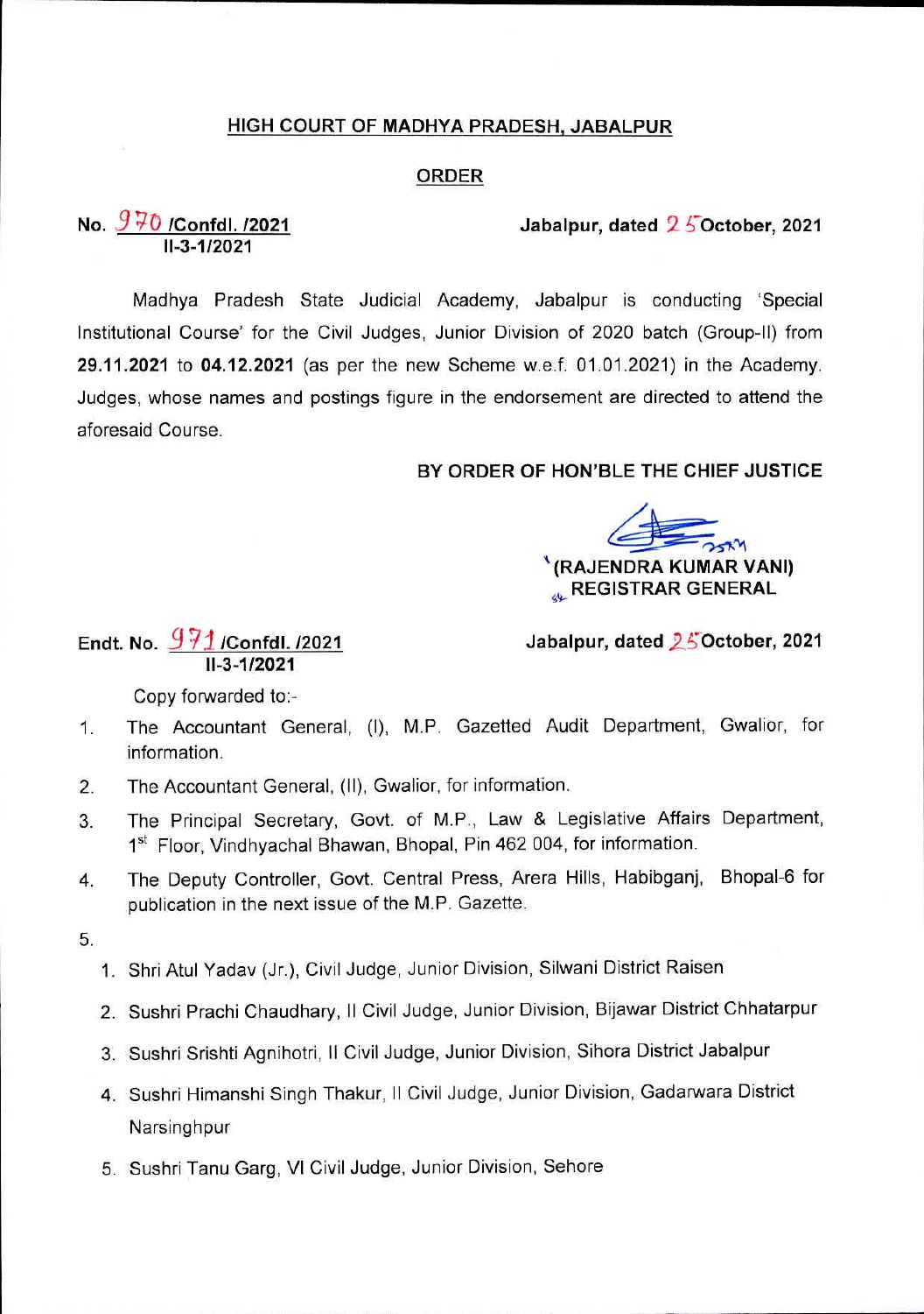## HIGH COURT OF MADHYA PRADESH, JABALPUR

### ORDER

**No. 970 /Confdl. /2021** **Jabalpur, dated 25 October, 2021**
**II-3-1/2021**

Madhya Pradesh State Judicial Academy, Jabalpur is conducting 'Special Institutional Course' for the Civil Judges, Junior Division of 2020 batch (Group-II) from **29.11.2021** to **04.12.2021** (as per the new Scheme w.e.f. 01.01.2021) in the Academy. Judges, whose names and postings figure in the endorsement are directed to attend the aforesaid Course.

**BY ORDER OF HON'BLE THE CHIEF JUSTICE**

**(RAJENDRA KUMAR VANI)**
**REGISTRAR GENERAL**

**Endt. No. 971 /Confdl. /2021** **Jabalpur, dated 25 October, 2021**
**II-3-1/2021**

Copy forwarded to:-

1. The Accountant General, (I), M.P. Gazetted Audit Department, Gwalior, for information.
2. The Accountant General, (II), Gwalior, for information.
3. The Principal Secretary, Govt. of M.P., Law & Legislative Affairs Department, 1st Floor, Vindhyachal Bhawan, Bhopal, Pin 462 004, for information.
4. The Deputy Controller, Govt. Central Press, Arera Hills, Habibganj, Bhopal-6 for publication in the next issue of the M.P. Gazette.
5. 
    1. Shri Atul Yadav (Jr.), Civil Judge, Junior Division, Silwani District Raisen
    2. Sushri Prachi Chaudhary, II Civil Judge, Junior Division, Bijawar District Chhatarpur
    3. Sushri Srishti Agnihotri, II Civil Judge, Junior Division, Sihora District Jabalpur
    4. Sushri Himanshi Singh Thakur, II Civil Judge, Junior Division, Gadarwara District Narsinghpur
    5. Sushri Tanu Garg, VI Civil Judge, Junior Division, Sehore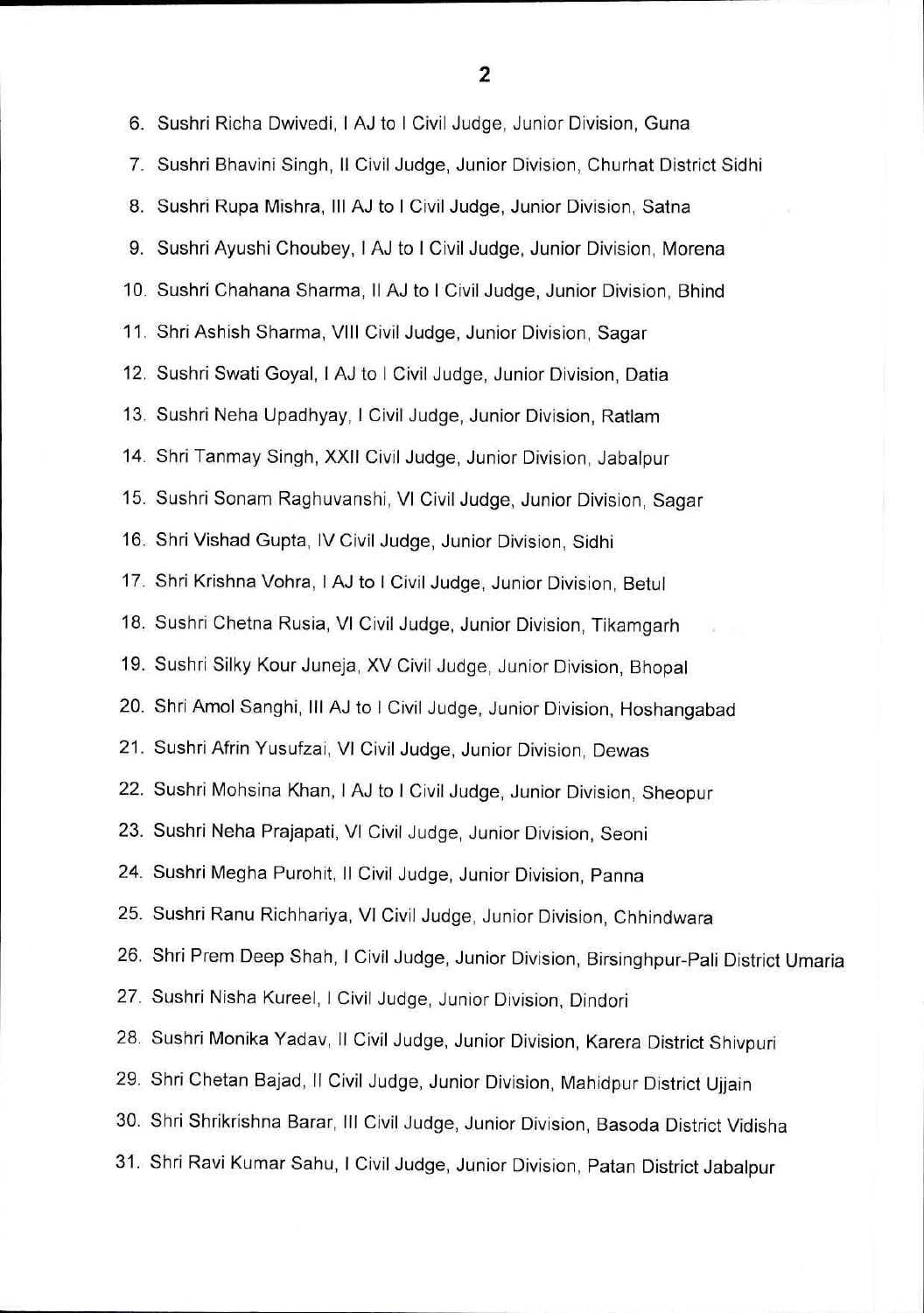6. Sushri Richa Dwivedi, I AJ to I Civil Judge, Junior Division, Guna
7. Sushri Bhavini Singh, II Civil Judge, Junior Division, Churhat District Sidhi
8. Sushri Rupa Mishra, III AJ to I Civil Judge, Junior Division, Satna
9. Sushri Ayushi Choubey, I AJ to I Civil Judge, Junior Division, Morena
10. Sushri Chahana Sharma, II AJ to I Civil Judge, Junior Division, Bhind
11. Shri Ashish Sharma, VIII Civil Judge, Junior Division, Sagar
12. Sushri Swati Goyal, I AJ to I Civil Judge, Junior Division, Datia
13. Sushri Neha Upadhyay, I Civil Judge, Junior Division, Ratlam
14. Shri Tanmay Singh, XXII Civil Judge, Junior Division, Jabalpur
15. Sushri Sonam Raghuvanshi, VI Civil Judge, Junior Division, Sagar
16. Shri Vishad Gupta, IV Civil Judge, Junior Division, Sidhi
17. Shri Krishna Vohra, I AJ to I Civil Judge, Junior Division, Betul
18. Sushri Chetna Rusia, VI Civil Judge, Junior Division, Tikamgarh
19. Sushri Silky Kour Juneja, XV Civil Judge, Junior Division, Bhopal
20. Shri Amol Sanghi, III AJ to I Civil Judge, Junior Division, Hoshangabad
21. Sushri Afrin Yusufzai, VI Civil Judge, Junior Division, Dewas
22. Sushri Mohsina Khan, I AJ to I Civil Judge, Junior Division, Sheopur
23. Sushri Neha Prajapati, VI Civil Judge, Junior Division, Seoni
24. Sushri Megha Purohit, II Civil Judge, Junior Division, Panna
25. Sushri Ranu Richhariya, VI Civil Judge, Junior Division, Chhindwara
26. Shri Prem Deep Shah, I Civil Judge, Junior Division, Birsinghpur-Pali District Umaria
27. Sushri Nisha Kureel, I Civil Judge, Junior Division, Dindori
28. Sushri Monika Yadav, II Civil Judge, Junior Division, Karera District Shivpuri
29. Shri Chetan Bajad, II Civil Judge, Junior Division, Mahidpur District Ujjain
30. Shri Shrikrishna Barar, III Civil Judge, Junior Division, Basoda District Vidisha
31. Shri Ravi Kumar Sahu, I Civil Judge, Junior Division, Patan District Jabalpur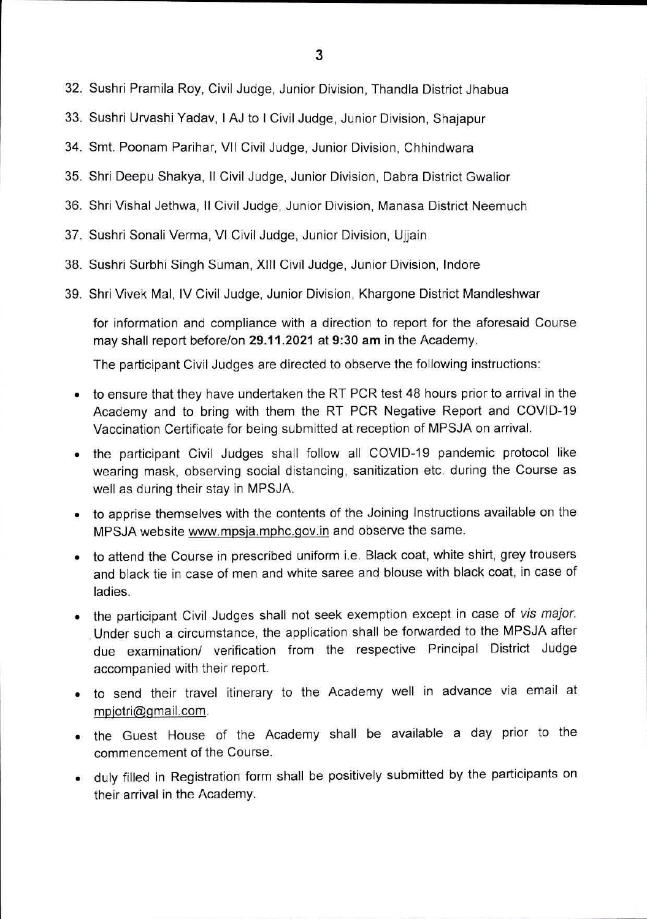32. Sushri Pramila Roy, Civil Judge, Junior Division, Thandla District Jhabua
33. Sushri Urvashi Yadav, I AJ to I Civil Judge, Junior Division, Shajapur
34. Smt. Poonam Parihar, VII Civil Judge, Junior Division, Chhindwara
35. Shri Deepu Shakya, II Civil Judge, Junior Division, Dabra District Gwalior
36. Shri Vishal Jethwa, II Civil Judge, Junior Division, Manasa District Neemuch
37. Sushri Sonali Verma, VI Civil Judge, Junior Division, Ujjain
38. Sushri Surbhi Singh Suman, XIII Civil Judge, Junior Division, Indore
39. Shri Vivek Mal, IV Civil Judge, Junior Division, Khargone District Mandleshwar

for information and compliance with a direction to report for the aforesaid Course may shall report before/on **29.11.2021 at 9:30 am** in the Academy.

The participant Civil Judges are directed to observe the following instructions:

- to ensure that they have undertaken the RT PCR test 48 hours prior to arrival in the Academy and to bring with them the RT PCR Negative Report and COVID-19 Vaccination Certificate for being submitted at reception of MPSJA on arrival.
- the participant Civil Judges shall follow all COVID-19 pandemic protocol like wearing mask, observing social distancing, sanitization etc. during the Course as well as during their stay in MPSJA.
- to apprise themselves with the contents of the Joining Instructions available on the MPSJA website www.mpsja.mphc.gov.in and observe the same.
- to attend the Course in prescribed uniform i.e. Black coat, white shirt, grey trousers and black tie in case of men and white saree and blouse with black coat, in case of ladies.
- the participant Civil Judges shall not seek exemption except in case of *vis major*. Under such a circumstance, the application shall be forwarded to the MPSJA after due examination/ verification from the respective Principal District Judge accompanied with their report.
- to send their travel itinerary to the Academy well in advance via email at mpjotri@gmail.com.
- the Guest House of the Academy shall be available a day prior to the commencement of the Course.
- duly filled in Registration form shall be positively submitted by the participants on their arrival in the Academy.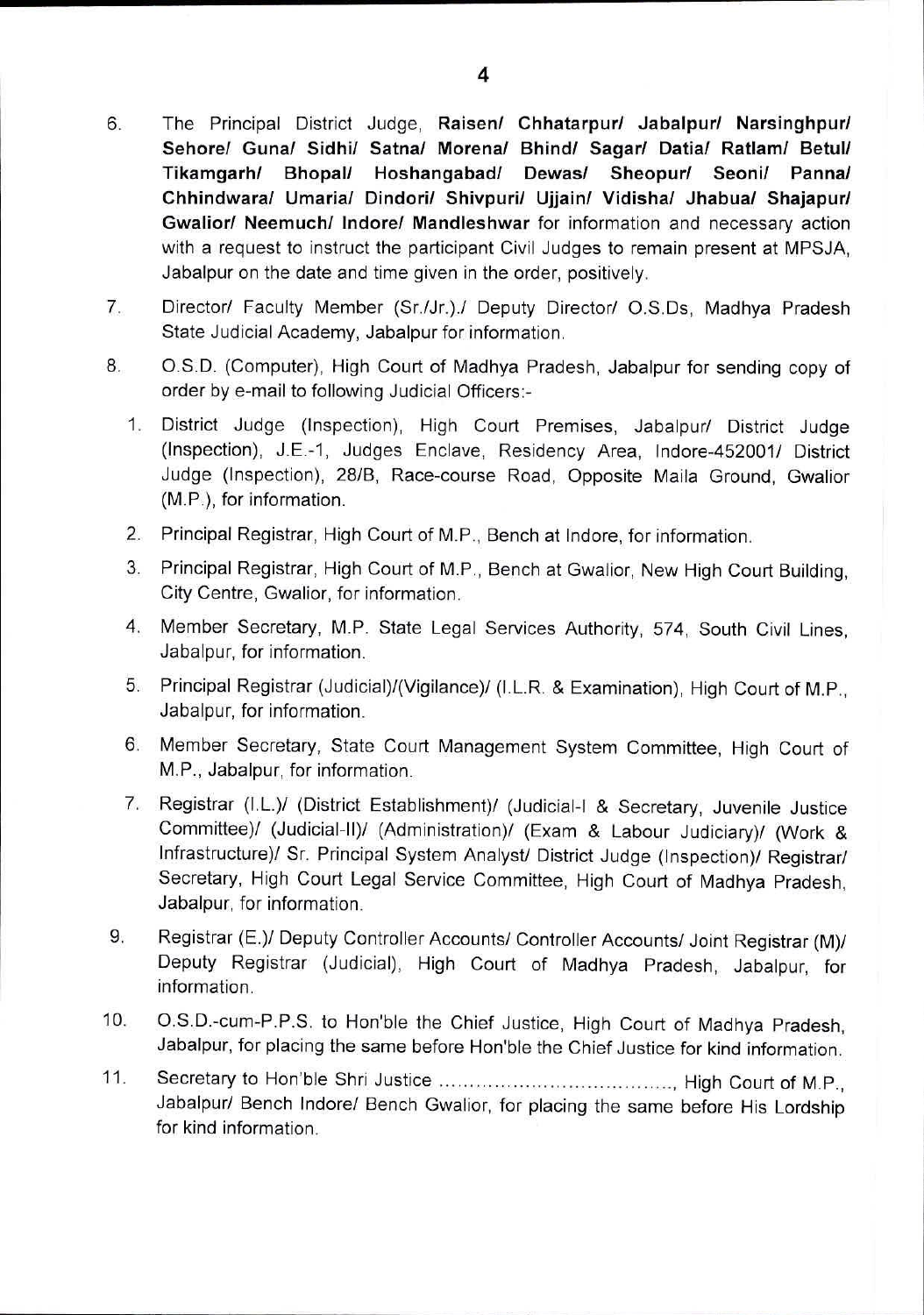6. The Principal District Judge, **Raisen/ Chhatarpur/ Jabalpur/ Narsinghpur/ Sehore/ Guna/ Sidhi/ Satna/ Morena/ Bhind/ Sagar/ Datia/ Ratlam/ Betul/ Tikamgarh/ Bhopal/ Hoshangabad/ Dewas/ Sheopur/ Seoni/ Panna/ Chhindwara/ Umaria/ Dindori/ Shivpuri/ Ujjain/ Vidisha/ Jhabua/ Shajapur/ Gwalior/ Neemuch/ Indore/ Mandleshwar** for information and necessary action with a request to instruct the participant Civil Judges to remain present at MPSJA, Jabalpur on the date and time given in the order, positively.

7. Director/ Faculty Member (Sr./Jr.)./ Deputy Director/ O.S.Ds, Madhya Pradesh State Judicial Academy, Jabalpur for information.

8. O.S.D. (Computer), High Court of Madhya Pradesh, Jabalpur for sending copy of order by e-mail to following Judicial Officers:-
    1. District Judge (Inspection), High Court Premises, Jabalpur/ District Judge (Inspection), J.E.-1, Judges Enclave, Residency Area, Indore-452001/ District Judge (Inspection), 28/B, Race-course Road, Opposite Maila Ground, Gwalior (M.P.), for information.
    2. Principal Registrar, High Court of M.P., Bench at Indore, for information.
    3. Principal Registrar, High Court of M.P., Bench at Gwalior, New High Court Building, City Centre, Gwalior, for information.
    4. Member Secretary, M.P. State Legal Services Authority, 574, South Civil Lines, Jabalpur, for information.
    5. Principal Registrar (Judicial)/(Vigilance)/ (I.L.R. & Examination), High Court of M.P., Jabalpur, for information.
    6. Member Secretary, State Court Management System Committee, High Court of M.P., Jabalpur, for information.
    7. Registrar (I.L.)/ (District Establishment)/ (Judicial-I & Secretary, Juvenile Justice Committee)/ (Judicial-II)/ (Administration)/ (Exam & Labour Judiciary)/ (Work & Infrastructure)/ Sr. Principal System Analyst/ District Judge (Inspection)/ Registrar/ Secretary, High Court Legal Service Committee, High Court of Madhya Pradesh, Jabalpur, for information.

9. Registrar (E.)/ Deputy Controller Accounts/ Controller Accounts/ Joint Registrar (M)/ Deputy Registrar (Judicial), High Court of Madhya Pradesh, Jabalpur, for information.

10. O.S.D.-cum-P.P.S. to Hon'ble the Chief Justice, High Court of Madhya Pradesh, Jabalpur, for placing the same before Hon'ble the Chief Justice for kind information.

11. Secretary to Hon'ble Shri Justice ......................................, High Court of M.P., Jabalpur/ Bench Indore/ Bench Gwalior, for placing the same before His Lordship for kind information.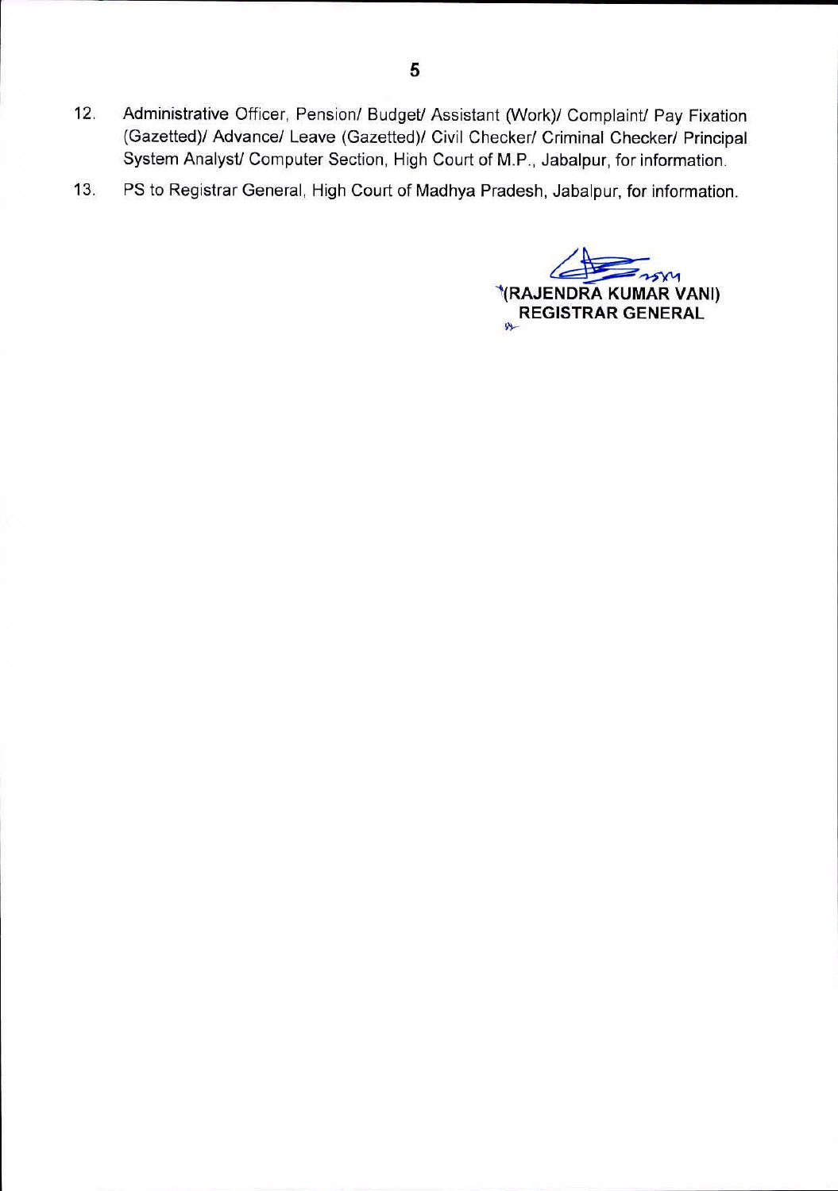12. Administrative Officer, Pension/ Budget/ Assistant (Work)/ Complaint/ Pay Fixation (Gazetted)/ Advance/ Leave (Gazetted)/ Civil Checker/ Criminal Checker/ Principal System Analyst/ Computer Section, High Court of M.P., Jabalpur, for information.
13. PS to Registrar General, High Court of Madhya Pradesh, Jabalpur, for information.

**(RAJENDRA KUMAR VANI)**
**REGISTRAR GENERAL**